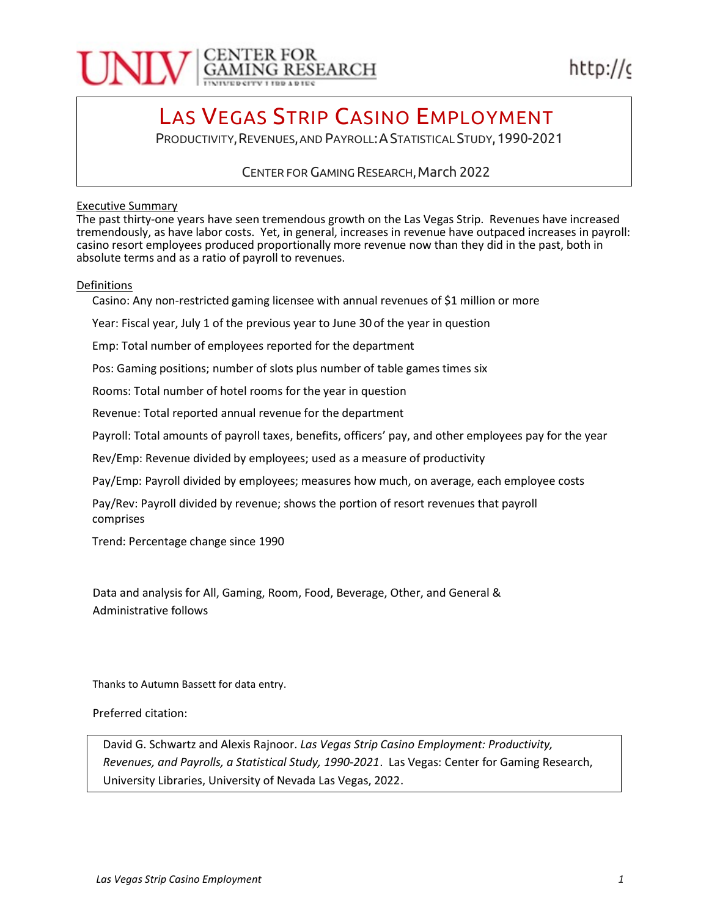# Las Vegas Strip Casino Employment

Productivity, Revenues, and Payroll: A Statistical Study, 1990-2021

Center for Gaming Research, March 2022

## Executive Summary

The past thirty-one years have seen tremendous growth on the Las Vegas Strip. Revenues have increased tremendously, as have labor costs. Yet, in general, increases in revenue have outpaced increases in payroll: casino resort employees produced proportionally more revenue now than they did in the past, both in absolute terms and as a ratio of payroll to revenues.

## Definitions

Casino: Any non-restricted gaming licensee with annual revenues of $1 million or more

Year: Fiscal year, July 1 of the previous year to June 30 of the year in question

Emp: Total number of employees reported for the department

Pos: Gaming positions; number of slots plus number of table games times six

Rooms: Total number of hotel rooms for the year in question

Revenue: Total reported annual revenue for the department

Payroll: Total amounts of payroll taxes, benefits, officers' pay, and other employees pay for the year

Rev/Emp: Revenue divided by employees; used as a measure of productivity

Pay/Emp: Payroll divided by employees; measures how much, on average, each employee costs

Pay/Rev: Payroll divided by revenue; shows the portion of resort revenues that payroll comprises

Trend: Percentage change since 1990

Data and analysis for All, Gaming, Room, Food, Beverage, Other, and General & Administrative follows

Thanks to Autumn Bassett for data entry.

Preferred citation:

David G. Schwartz and Alexis Rajnoor. *Las Vegas Strip Casino Employment: Productivity, Revenues, and Payrolls, a Statistical Study, 1990-2021*. Las Vegas: Center for Gaming Research, University Libraries, University of Nevada Las Vegas, 2022.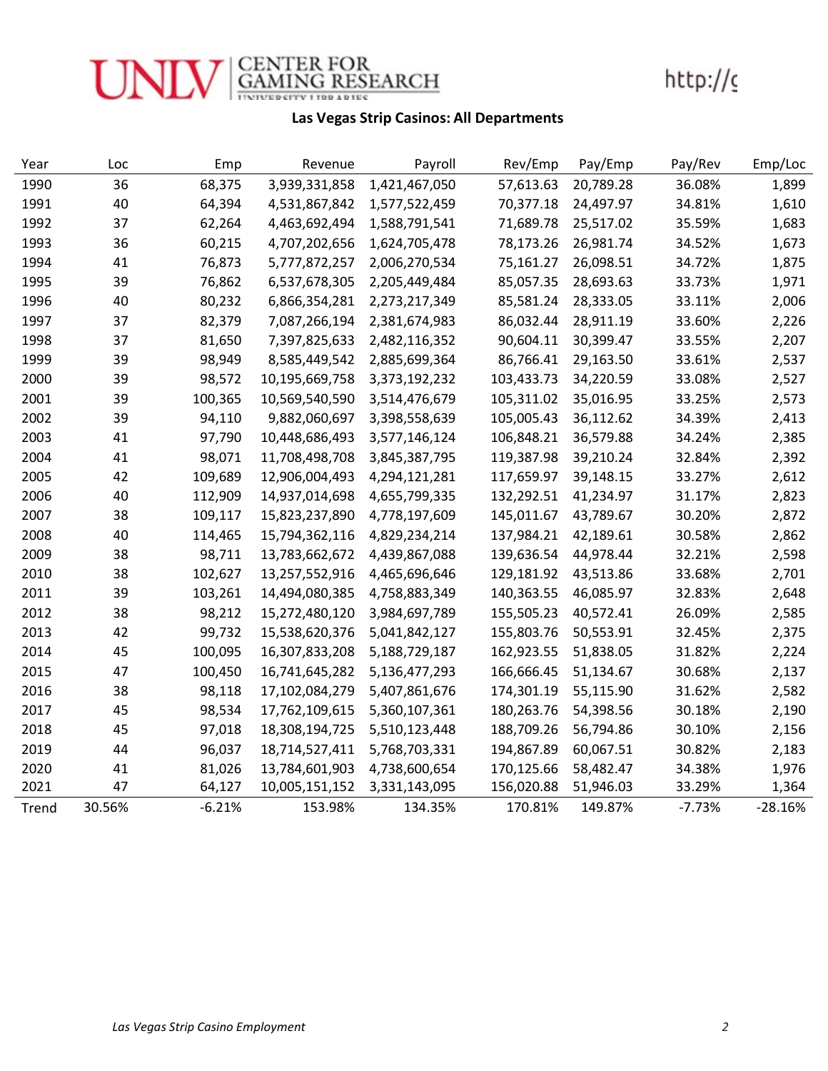## Las Vegas Strip Casinos: All Departments

| Year | Loc | Emp | Revenue | Payroll | Rev/Emp | Pay/Emp | Pay/Rev | Emp/Loc |
|---|---|---|---|---|---|---|---|---|
| 1990 | 36 | 68,375 | 3,939,331,858 | 1,421,467,050 | 57,613.63 | 20,789.28 | 36.08% | 1,899 |
| 1991 | 40 | 64,394 | 4,531,867,842 | 1,577,522,459 | 70,377.18 | 24,497.97 | 34.81% | 1,610 |
| 1992 | 37 | 62,264 | 4,463,692,494 | 1,588,791,541 | 71,689.78 | 25,517.02 | 35.59% | 1,683 |
| 1993 | 36 | 60,215 | 4,707,202,656 | 1,624,705,478 | 78,173.26 | 26,981.74 | 34.52% | 1,673 |
| 1994 | 41 | 76,873 | 5,777,872,257 | 2,006,270,534 | 75,161.27 | 26,098.51 | 34.72% | 1,875 |
| 1995 | 39 | 76,862 | 6,537,678,305 | 2,205,449,484 | 85,057.35 | 28,693.63 | 33.73% | 1,971 |
| 1996 | 40 | 80,232 | 6,866,354,281 | 2,273,217,349 | 85,581.24 | 28,333.05 | 33.11% | 2,006 |
| 1997 | 37 | 82,379 | 7,087,266,194 | 2,381,674,983 | 86,032.44 | 28,911.19 | 33.60% | 2,226 |
| 1998 | 37 | 81,650 | 7,397,825,633 | 2,482,116,352 | 90,604.11 | 30,399.47 | 33.55% | 2,207 |
| 1999 | 39 | 98,949 | 8,585,449,542 | 2,885,699,364 | 86,766.41 | 29,163.50 | 33.61% | 2,537 |
| 2000 | 39 | 98,572 | 10,195,669,758 | 3,373,192,232 | 103,433.73 | 34,220.59 | 33.08% | 2,527 |
| 2001 | 39 | 100,365 | 10,569,540,590 | 3,514,476,679 | 105,311.02 | 35,016.95 | 33.25% | 2,573 |
| 2002 | 39 | 94,110 | 9,882,060,697 | 3,398,558,639 | 105,005.43 | 36,112.62 | 34.39% | 2,413 |
| 2003 | 41 | 97,790 | 10,448,686,493 | 3,577,146,124 | 106,848.21 | 36,579.88 | 34.24% | 2,385 |
| 2004 | 41 | 98,071 | 11,708,498,708 | 3,845,387,795 | 119,387.98 | 39,210.24 | 32.84% | 2,392 |
| 2005 | 42 | 109,689 | 12,906,004,493 | 4,294,121,281 | 117,659.97 | 39,148.15 | 33.27% | 2,612 |
| 2006 | 40 | 112,909 | 14,937,014,698 | 4,655,799,335 | 132,292.51 | 41,234.97 | 31.17% | 2,823 |
| 2007 | 38 | 109,117 | 15,823,237,890 | 4,778,197,609 | 145,011.67 | 43,789.67 | 30.20% | 2,872 |
| 2008 | 40 | 114,465 | 15,794,362,116 | 4,829,234,214 | 137,984.21 | 42,189.61 | 30.58% | 2,862 |
| 2009 | 38 | 98,711 | 13,783,662,672 | 4,439,867,088 | 139,636.54 | 44,978.44 | 32.21% | 2,598 |
| 2010 | 38 | 102,627 | 13,257,552,916 | 4,465,696,646 | 129,181.92 | 43,513.86 | 33.68% | 2,701 |
| 2011 | 39 | 103,261 | 14,494,080,385 | 4,758,883,349 | 140,363.55 | 46,085.97 | 32.83% | 2,648 |
| 2012 | 38 | 98,212 | 15,272,480,120 | 3,984,697,789 | 155,505.23 | 40,572.41 | 26.09% | 2,585 |
| 2013 | 42 | 99,732 | 15,538,620,376 | 5,041,842,127 | 155,803.76 | 50,553.91 | 32.45% | 2,375 |
| 2014 | 45 | 100,095 | 16,307,833,208 | 5,188,729,187 | 162,923.55 | 51,838.05 | 31.82% | 2,224 |
| 2015 | 47 | 100,450 | 16,741,645,282 | 5,136,477,293 | 166,666.45 | 51,134.67 | 30.68% | 2,137 |
| 2016 | 38 | 98,118 | 17,102,084,279 | 5,407,861,676 | 174,301.19 | 55,115.90 | 31.62% | 2,582 |
| 2017 | 45 | 98,534 | 17,762,109,615 | 5,360,107,361 | 180,263.76 | 54,398.56 | 30.18% | 2,190 |
| 2018 | 45 | 97,018 | 18,308,194,725 | 5,510,123,448 | 188,709.26 | 56,794.86 | 30.10% | 2,156 |
| 2019 | 44 | 96,037 | 18,714,527,411 | 5,768,703,331 | 194,867.89 | 60,067.51 | 30.82% | 2,183 |
| 2020 | 41 | 81,026 | 13,784,601,903 | 4,738,600,654 | 170,125.66 | 58,482.47 | 34.38% | 1,976 |
| 2021 | 47 | 64,127 | 10,005,151,152 | 3,331,143,095 | 156,020.88 | 51,946.03 | 33.29% | 1,364 |
| Trend | 30.56% | -6.21% | 153.98% | 134.35% | 170.81% | 149.87% | -7.73% | -28.16% |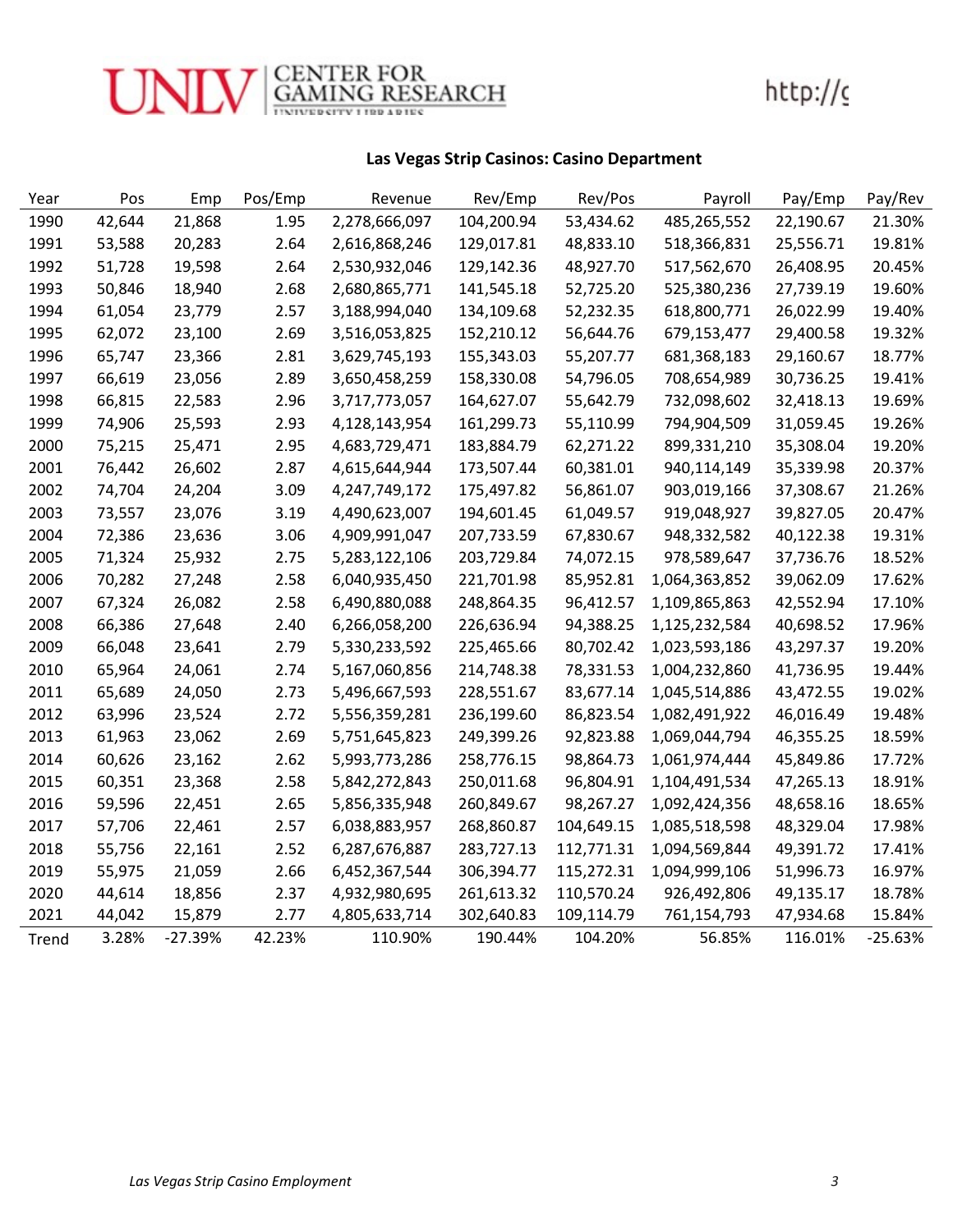### Las Vegas Strip Casinos: Casino Department

| Year | Pos | Emp | Pos/Emp | Revenue | Rev/Emp | Rev/Pos | Payroll | Pay/Emp | Pay/Rev |
|---|---|---|---|---|---|---|---|---|---|
| 1990 | 42,644 | 21,868 | 1.95 | 2,278,666,097 | 104,200.94 | 53,434.62 | 485,265,552 | 22,190.67 | 21.30% |
| 1991 | 53,588 | 20,283 | 2.64 | 2,616,868,246 | 129,017.81 | 48,833.10 | 518,366,831 | 25,556.71 | 19.81% |
| 1992 | 51,728 | 19,598 | 2.64 | 2,530,932,046 | 129,142.36 | 48,927.70 | 517,562,670 | 26,408.95 | 20.45% |
| 1993 | 50,846 | 18,940 | 2.68 | 2,680,865,771 | 141,545.18 | 52,725.20 | 525,380,236 | 27,739.19 | 19.60% |
| 1994 | 61,054 | 23,779 | 2.57 | 3,188,994,040 | 134,109.68 | 52,232.35 | 618,800,771 | 26,022.99 | 19.40% |
| 1995 | 62,072 | 23,100 | 2.69 | 3,516,053,825 | 152,210.12 | 56,644.76 | 679,153,477 | 29,400.58 | 19.32% |
| 1996 | 65,747 | 23,366 | 2.81 | 3,629,745,193 | 155,343.03 | 55,207.77 | 681,368,183 | 29,160.67 | 18.77% |
| 1997 | 66,619 | 23,056 | 2.89 | 3,650,458,259 | 158,330.08 | 54,796.05 | 708,654,989 | 30,736.25 | 19.41% |
| 1998 | 66,815 | 22,583 | 2.96 | 3,717,773,057 | 164,627.07 | 55,642.79 | 732,098,602 | 32,418.13 | 19.69% |
| 1999 | 74,906 | 25,593 | 2.93 | 4,128,143,954 | 161,299.73 | 55,110.99 | 794,904,509 | 31,059.45 | 19.26% |
| 2000 | 75,215 | 25,471 | 2.95 | 4,683,729,471 | 183,884.79 | 62,271.22 | 899,331,210 | 35,308.04 | 19.20% |
| 2001 | 76,442 | 26,602 | 2.87 | 4,615,644,944 | 173,507.44 | 60,381.01 | 940,114,149 | 35,339.98 | 20.37% |
| 2002 | 74,704 | 24,204 | 3.09 | 4,247,749,172 | 175,497.82 | 56,861.07 | 903,019,166 | 37,308.67 | 21.26% |
| 2003 | 73,557 | 23,076 | 3.19 | 4,490,623,007 | 194,601.45 | 61,049.57 | 919,048,927 | 39,827.05 | 20.47% |
| 2004 | 72,386 | 23,636 | 3.06 | 4,909,991,047 | 207,733.59 | 67,830.67 | 948,332,582 | 40,122.38 | 19.31% |
| 2005 | 71,324 | 25,932 | 2.75 | 5,283,122,106 | 203,729.84 | 74,072.15 | 978,589,647 | 37,736.76 | 18.52% |
| 2006 | 70,282 | 27,248 | 2.58 | 6,040,935,450 | 221,701.98 | 85,952.81 | 1,064,363,852 | 39,062.09 | 17.62% |
| 2007 | 67,324 | 26,082 | 2.58 | 6,490,880,088 | 248,864.35 | 96,412.57 | 1,109,865,863 | 42,552.94 | 17.10% |
| 2008 | 66,386 | 27,648 | 2.40 | 6,266,058,200 | 226,636.94 | 94,388.25 | 1,125,232,584 | 40,698.52 | 17.96% |
| 2009 | 66,048 | 23,641 | 2.79 | 5,330,233,592 | 225,465.66 | 80,702.42 | 1,023,593,186 | 43,297.37 | 19.20% |
| 2010 | 65,964 | 24,061 | 2.74 | 5,167,060,856 | 214,748.38 | 78,331.53 | 1,004,232,860 | 41,736.95 | 19.44% |
| 2011 | 65,689 | 24,050 | 2.73 | 5,496,667,593 | 228,551.67 | 83,677.14 | 1,045,514,886 | 43,472.55 | 19.02% |
| 2012 | 63,996 | 23,524 | 2.72 | 5,556,359,281 | 236,199.60 | 86,823.54 | 1,082,491,922 | 46,016.49 | 19.48% |
| 2013 | 61,963 | 23,062 | 2.69 | 5,751,645,823 | 249,399.26 | 92,823.88 | 1,069,044,794 | 46,355.25 | 18.59% |
| 2014 | 60,626 | 23,162 | 2.62 | 5,993,773,286 | 258,776.15 | 98,864.73 | 1,061,974,444 | 45,849.86 | 17.72% |
| 2015 | 60,351 | 23,368 | 2.58 | 5,842,272,843 | 250,011.68 | 96,804.91 | 1,104,491,534 | 47,265.13 | 18.91% |
| 2016 | 59,596 | 22,451 | 2.65 | 5,856,335,948 | 260,849.67 | 98,267.27 | 1,092,424,356 | 48,658.16 | 18.65% |
| 2017 | 57,706 | 22,461 | 2.57 | 6,038,883,957 | 268,860.87 | 104,649.15 | 1,085,518,598 | 48,329.04 | 17.98% |
| 2018 | 55,756 | 22,161 | 2.52 | 6,287,676,887 | 283,727.13 | 112,771.31 | 1,094,569,844 | 49,391.72 | 17.41% |
| 2019 | 55,975 | 21,059 | 2.66 | 6,452,367,544 | 306,394.77 | 115,272.31 | 1,094,999,106 | 51,996.73 | 16.97% |
| 2020 | 44,614 | 18,856 | 2.37 | 4,932,980,695 | 261,613.32 | 110,570.24 | 926,492,806 | 49,135.17 | 18.78% |
| 2021 | 44,042 | 15,879 | 2.77 | 4,805,633,714 | 302,640.83 | 109,114.79 | 761,154,793 | 47,934.68 | 15.84% |
| Trend | 3.28% | -27.39% | 42.23% | 110.90% | 190.44% | 104.20% | 56.85% | 116.01% | -25.63% |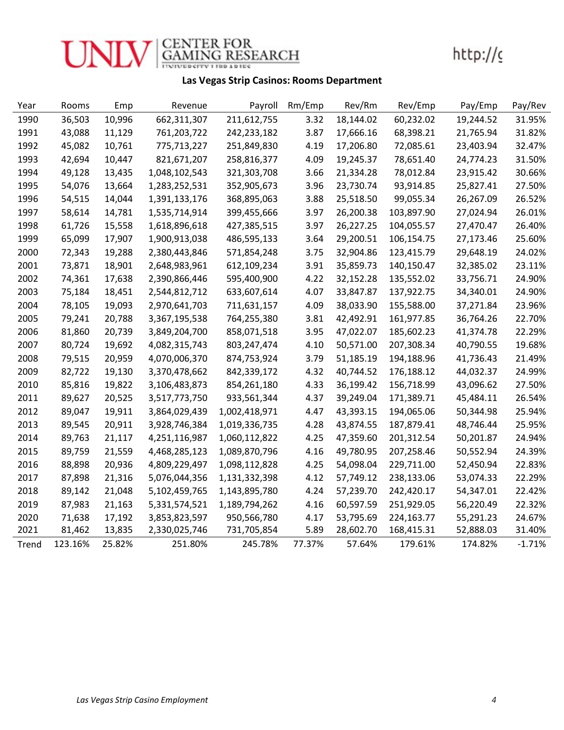**Las Vegas Strip Casinos: Rooms Department**

| Year | Rooms | Emp | Revenue | Payroll | Rm/Emp | Rev/Rm | Rev/Emp | Pay/Emp | Pay/Rev |
|---|---|---|---|---|---|---|---|---|---|
| 1990 | 36,503 | 10,996 | 662,311,307 | 211,612,755 | 3.32 | 18,144.02 | 60,232.02 | 19,244.52 | 31.95% |
| 1991 | 43,088 | 11,129 | 761,203,722 | 242,233,182 | 3.87 | 17,666.16 | 68,398.21 | 21,765.94 | 31.82% |
| 1992 | 45,082 | 10,761 | 775,713,227 | 251,849,830 | 4.19 | 17,206.80 | 72,085.61 | 23,403.94 | 32.47% |
| 1993 | 42,694 | 10,447 | 821,671,207 | 258,816,377 | 4.09 | 19,245.37 | 78,651.40 | 24,774.23 | 31.50% |
| 1994 | 49,128 | 13,435 | 1,048,102,543 | 321,303,708 | 3.66 | 21,334.28 | 78,012.84 | 23,915.42 | 30.66% |
| 1995 | 54,076 | 13,664 | 1,283,252,531 | 352,905,673 | 3.96 | 23,730.74 | 93,914.85 | 25,827.41 | 27.50% |
| 1996 | 54,515 | 14,044 | 1,391,133,176 | 368,895,063 | 3.88 | 25,518.50 | 99,055.34 | 26,267.09 | 26.52% |
| 1997 | 58,614 | 14,781 | 1,535,714,914 | 399,455,666 | 3.97 | 26,200.38 | 103,897.90 | 27,024.94 | 26.01% |
| 1998 | 61,726 | 15,558 | 1,618,896,618 | 427,385,515 | 3.97 | 26,227.25 | 104,055.57 | 27,470.47 | 26.40% |
| 1999 | 65,099 | 17,907 | 1,900,913,038 | 486,595,133 | 3.64 | 29,200.51 | 106,154.75 | 27,173.46 | 25.60% |
| 2000 | 72,343 | 19,288 | 2,380,443,846 | 571,854,248 | 3.75 | 32,904.86 | 123,415.79 | 29,648.19 | 24.02% |
| 2001 | 73,871 | 18,901 | 2,648,983,961 | 612,109,234 | 3.91 | 35,859.73 | 140,150.47 | 32,385.02 | 23.11% |
| 2002 | 74,361 | 17,638 | 2,390,866,446 | 595,400,900 | 4.22 | 32,152.28 | 135,552.02 | 33,756.71 | 24.90% |
| 2003 | 75,184 | 18,451 | 2,544,812,712 | 633,607,614 | 4.07 | 33,847.87 | 137,922.75 | 34,340.01 | 24.90% |
| 2004 | 78,105 | 19,093 | 2,970,641,703 | 711,631,157 | 4.09 | 38,033.90 | 155,588.00 | 37,271.84 | 23.96% |
| 2005 | 79,241 | 20,788 | 3,367,195,538 | 764,255,380 | 3.81 | 42,492.91 | 161,977.85 | 36,764.26 | 22.70% |
| 2006 | 81,860 | 20,739 | 3,849,204,700 | 858,071,518 | 3.95 | 47,022.07 | 185,602.23 | 41,374.78 | 22.29% |
| 2007 | 80,724 | 19,692 | 4,082,315,743 | 803,247,474 | 4.10 | 50,571.00 | 207,308.34 | 40,790.55 | 19.68% |
| 2008 | 79,515 | 20,959 | 4,070,006,370 | 874,753,924 | 3.79 | 51,185.19 | 194,188.96 | 41,736.43 | 21.49% |
| 2009 | 82,722 | 19,130 | 3,370,478,662 | 842,339,172 | 4.32 | 40,744.52 | 176,188.12 | 44,032.37 | 24.99% |
| 2010 | 85,816 | 19,822 | 3,106,483,873 | 854,261,180 | 4.33 | 36,199.42 | 156,718.99 | 43,096.62 | 27.50% |
| 2011 | 89,627 | 20,525 | 3,517,773,750 | 933,561,344 | 4.37 | 39,249.04 | 171,389.71 | 45,484.11 | 26.54% |
| 2012 | 89,047 | 19,911 | 3,864,029,439 | 1,002,418,971 | 4.47 | 43,393.15 | 194,065.06 | 50,344.98 | 25.94% |
| 2013 | 89,545 | 20,911 | 3,928,746,384 | 1,019,336,735 | 4.28 | 43,874.55 | 187,879.41 | 48,746.44 | 25.95% |
| 2014 | 89,763 | 21,117 | 4,251,116,987 | 1,060,112,822 | 4.25 | 47,359.60 | 201,312.54 | 50,201.87 | 24.94% |
| 2015 | 89,759 | 21,559 | 4,468,285,123 | 1,089,870,796 | 4.16 | 49,780.95 | 207,258.46 | 50,552.94 | 24.39% |
| 2016 | 88,898 | 20,936 | 4,809,229,497 | 1,098,112,828 | 4.25 | 54,098.04 | 229,711.00 | 52,450.94 | 22.83% |
| 2017 | 87,898 | 21,316 | 5,076,044,356 | 1,131,332,398 | 4.12 | 57,749.12 | 238,133.06 | 53,074.33 | 22.29% |
| 2018 | 89,142 | 21,048 | 5,102,459,765 | 1,143,895,780 | 4.24 | 57,239.70 | 242,420.17 | 54,347.01 | 22.42% |
| 2019 | 87,983 | 21,163 | 5,331,574,521 | 1,189,794,262 | 4.16 | 60,597.59 | 251,929.05 | 56,220.49 | 22.32% |
| 2020 | 71,638 | 17,192 | 3,853,823,597 | 950,566,780 | 4.17 | 53,795.69 | 224,163.77 | 55,291.23 | 24.67% |
| 2021 | 81,462 | 13,835 | 2,330,025,746 | 731,705,854 | 5.89 | 28,602.70 | 168,415.31 | 52,888.03 | 31.40% |
| Trend | 123.16% | 25.82% | 251.80% | 245.78% | 77.37% | 57.64% | 179.61% | 174.82% | -1.71% |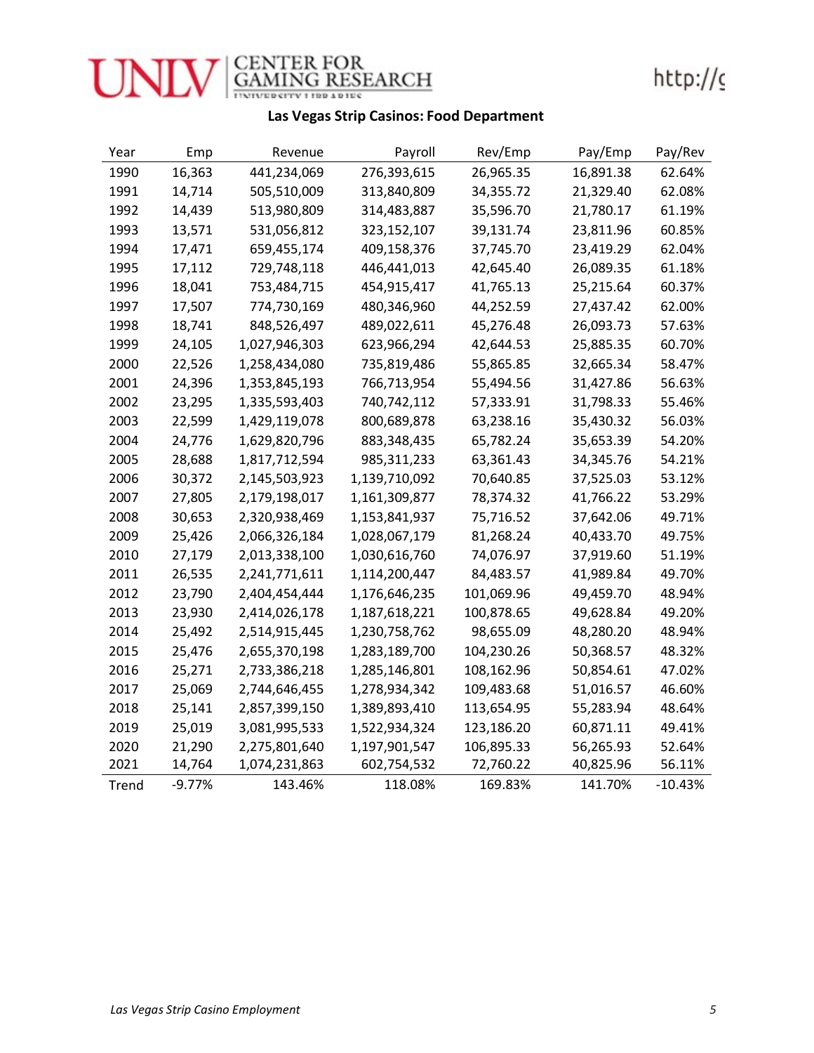## Las Vegas Strip Casinos: Food Department

| Year | Emp | Revenue | Payroll | Rev/Emp | Pay/Emp | Pay/Rev |
|---|---|---|---|---|---|---|
| 1990 | 16,363 | 441,234,069 | 276,393,615 | 26,965.35 | 16,891.38 | 62.64% |
| 1991 | 14,714 | 505,510,009 | 313,840,809 | 34,355.72 | 21,329.40 | 62.08% |
| 1992 | 14,439 | 513,980,809 | 314,483,887 | 35,596.70 | 21,780.17 | 61.19% |
| 1993 | 13,571 | 531,056,812 | 323,152,107 | 39,131.74 | 23,811.96 | 60.85% |
| 1994 | 17,471 | 659,455,174 | 409,158,376 | 37,745.70 | 23,419.29 | 62.04% |
| 1995 | 17,112 | 729,748,118 | 446,441,013 | 42,645.40 | 26,089.35 | 61.18% |
| 1996 | 18,041 | 753,484,715 | 454,915,417 | 41,765.13 | 25,215.64 | 60.37% |
| 1997 | 17,507 | 774,730,169 | 480,346,960 | 44,252.59 | 27,437.42 | 62.00% |
| 1998 | 18,741 | 848,526,497 | 489,022,611 | 45,276.48 | 26,093.73 | 57.63% |
| 1999 | 24,105 | 1,027,946,303 | 623,966,294 | 42,644.53 | 25,885.35 | 60.70% |
| 2000 | 22,526 | 1,258,434,080 | 735,819,486 | 55,865.85 | 32,665.34 | 58.47% |
| 2001 | 24,396 | 1,353,845,193 | 766,713,954 | 55,494.56 | 31,427.86 | 56.63% |
| 2002 | 23,295 | 1,335,593,403 | 740,742,112 | 57,333.91 | 31,798.33 | 55.46% |
| 2003 | 22,599 | 1,429,119,078 | 800,689,878 | 63,238.16 | 35,430.32 | 56.03% |
| 2004 | 24,776 | 1,629,820,796 | 883,348,435 | 65,782.24 | 35,653.39 | 54.20% |
| 2005 | 28,688 | 1,817,712,594 | 985,311,233 | 63,361.43 | 34,345.76 | 54.21% |
| 2006 | 30,372 | 2,145,503,923 | 1,139,710,092 | 70,640.85 | 37,525.03 | 53.12% |
| 2007 | 27,805 | 2,179,198,017 | 1,161,309,877 | 78,374.32 | 41,766.22 | 53.29% |
| 2008 | 30,653 | 2,320,938,469 | 1,153,841,937 | 75,716.52 | 37,642.06 | 49.71% |
| 2009 | 25,426 | 2,066,326,184 | 1,028,067,179 | 81,268.24 | 40,433.70 | 49.75% |
| 2010 | 27,179 | 2,013,338,100 | 1,030,616,760 | 74,076.97 | 37,919.60 | 51.19% |
| 2011 | 26,535 | 2,241,771,611 | 1,114,200,447 | 84,483.57 | 41,989.84 | 49.70% |
| 2012 | 23,790 | 2,404,454,444 | 1,176,646,235 | 101,069.96 | 49,459.70 | 48.94% |
| 2013 | 23,930 | 2,414,026,178 | 1,187,618,221 | 100,878.65 | 49,628.84 | 49.20% |
| 2014 | 25,492 | 2,514,915,445 | 1,230,758,762 | 98,655.09 | 48,280.20 | 48.94% |
| 2015 | 25,476 | 2,655,370,198 | 1,283,189,700 | 104,230.26 | 50,368.57 | 48.32% |
| 2016 | 25,271 | 2,733,386,218 | 1,285,146,801 | 108,162.96 | 50,854.61 | 47.02% |
| 2017 | 25,069 | 2,744,646,455 | 1,278,934,342 | 109,483.68 | 51,016.57 | 46.60% |
| 2018 | 25,141 | 2,857,399,150 | 1,389,893,410 | 113,654.95 | 55,283.94 | 48.64% |
| 2019 | 25,019 | 3,081,995,533 | 1,522,934,324 | 123,186.20 | 60,871.11 | 49.41% |
| 2020 | 21,290 | 2,275,801,640 | 1,197,901,547 | 106,895.33 | 56,265.93 | 52.64% |
| 2021 | 14,764 | 1,074,231,863 | 602,754,532 | 72,760.22 | 40,825.96 | 56.11% |
| Trend | -9.77% | 143.46% | 118.08% | 169.83% | 141.70% | -10.43% |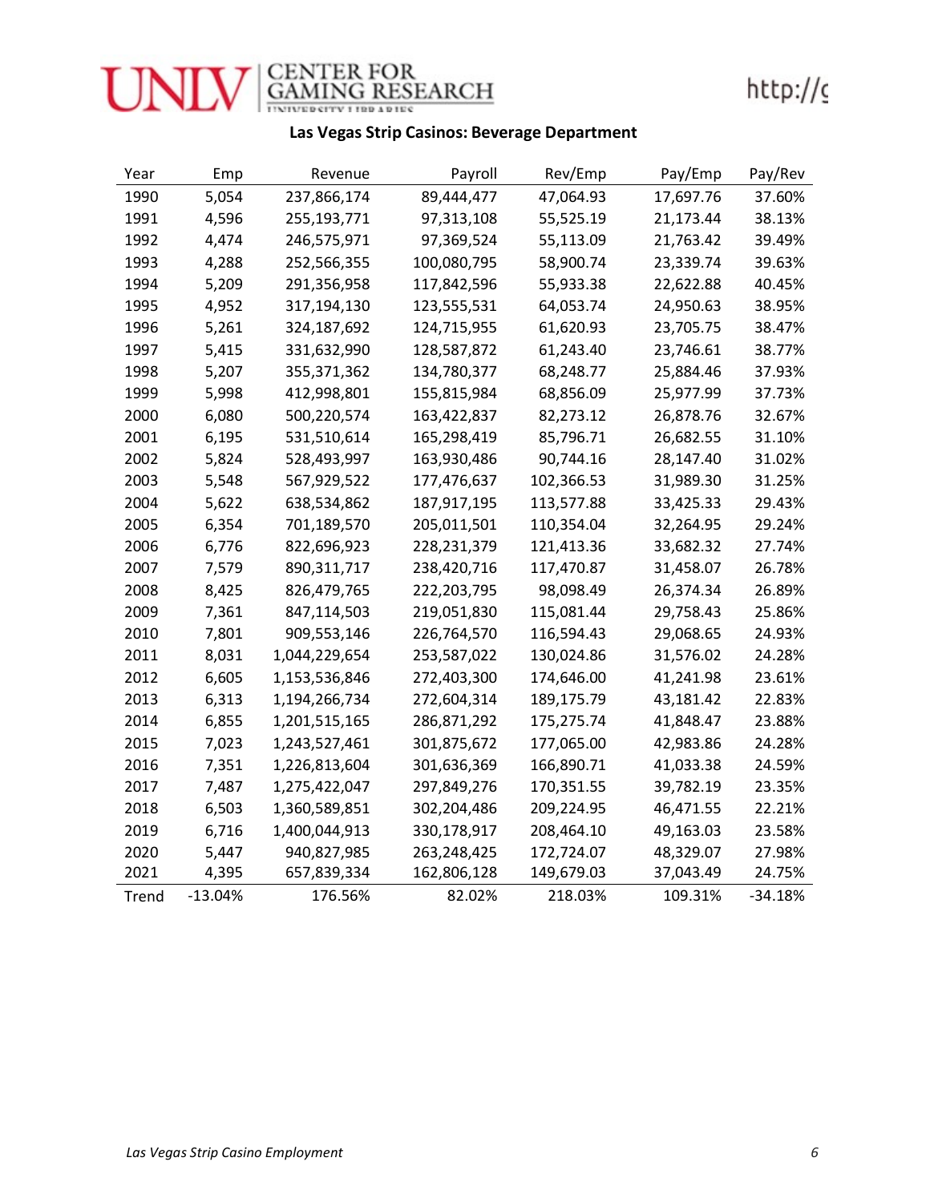## Las Vegas Strip Casinos: Beverage Department

| Year | Emp | Revenue | Payroll | Rev/Emp | Pay/Emp | Pay/Rev |
|---|---|---|---|---|---|---|
| 1990 | 5,054 | 237,866,174 | 89,444,477 | 47,064.93 | 17,697.76 | 37.60% |
| 1991 | 4,596 | 255,193,771 | 97,313,108 | 55,525.19 | 21,173.44 | 38.13% |
| 1992 | 4,474 | 246,575,971 | 97,369,524 | 55,113.09 | 21,763.42 | 39.49% |
| 1993 | 4,288 | 252,566,355 | 100,080,795 | 58,900.74 | 23,339.74 | 39.63% |
| 1994 | 5,209 | 291,356,958 | 117,842,596 | 55,933.38 | 22,622.88 | 40.45% |
| 1995 | 4,952 | 317,194,130 | 123,555,531 | 64,053.74 | 24,950.63 | 38.95% |
| 1996 | 5,261 | 324,187,692 | 124,715,955 | 61,620.93 | 23,705.75 | 38.47% |
| 1997 | 5,415 | 331,632,990 | 128,587,872 | 61,243.40 | 23,746.61 | 38.77% |
| 1998 | 5,207 | 355,371,362 | 134,780,377 | 68,248.77 | 25,884.46 | 37.93% |
| 1999 | 5,998 | 412,998,801 | 155,815,984 | 68,856.09 | 25,977.99 | 37.73% |
| 2000 | 6,080 | 500,220,574 | 163,422,837 | 82,273.12 | 26,878.76 | 32.67% |
| 2001 | 6,195 | 531,510,614 | 165,298,419 | 85,796.71 | 26,682.55 | 31.10% |
| 2002 | 5,824 | 528,493,997 | 163,930,486 | 90,744.16 | 28,147.40 | 31.02% |
| 2003 | 5,548 | 567,929,522 | 177,476,637 | 102,366.53 | 31,989.30 | 31.25% |
| 2004 | 5,622 | 638,534,862 | 187,917,195 | 113,577.88 | 33,425.33 | 29.43% |
| 2005 | 6,354 | 701,189,570 | 205,011,501 | 110,354.04 | 32,264.95 | 29.24% |
| 2006 | 6,776 | 822,696,923 | 228,231,379 | 121,413.36 | 33,682.32 | 27.74% |
| 2007 | 7,579 | 890,311,717 | 238,420,716 | 117,470.87 | 31,458.07 | 26.78% |
| 2008 | 8,425 | 826,479,765 | 222,203,795 | 98,098.49 | 26,374.34 | 26.89% |
| 2009 | 7,361 | 847,114,503 | 219,051,830 | 115,081.44 | 29,758.43 | 25.86% |
| 2010 | 7,801 | 909,553,146 | 226,764,570 | 116,594.43 | 29,068.65 | 24.93% |
| 2011 | 8,031 | 1,044,229,654 | 253,587,022 | 130,024.86 | 31,576.02 | 24.28% |
| 2012 | 6,605 | 1,153,536,846 | 272,403,300 | 174,646.00 | 41,241.98 | 23.61% |
| 2013 | 6,313 | 1,194,266,734 | 272,604,314 | 189,175.79 | 43,181.42 | 22.83% |
| 2014 | 6,855 | 1,201,515,165 | 286,871,292 | 175,275.74 | 41,848.47 | 23.88% |
| 2015 | 7,023 | 1,243,527,461 | 301,875,672 | 177,065.00 | 42,983.86 | 24.28% |
| 2016 | 7,351 | 1,226,813,604 | 301,636,369 | 166,890.71 | 41,033.38 | 24.59% |
| 2017 | 7,487 | 1,275,422,047 | 297,849,276 | 170,351.55 | 39,782.19 | 23.35% |
| 2018 | 6,503 | 1,360,589,851 | 302,204,486 | 209,224.95 | 46,471.55 | 22.21% |
| 2019 | 6,716 | 1,400,044,913 | 330,178,917 | 208,464.10 | 49,163.03 | 23.58% |
| 2020 | 5,447 | 940,827,985 | 263,248,425 | 172,724.07 | 48,329.07 | 27.98% |
| 2021 | 4,395 | 657,839,334 | 162,806,128 | 149,679.03 | 37,043.49 | 24.75% |
| Trend | -13.04% | 176.56% | 82.02% | 218.03% | 109.31% | -34.18% |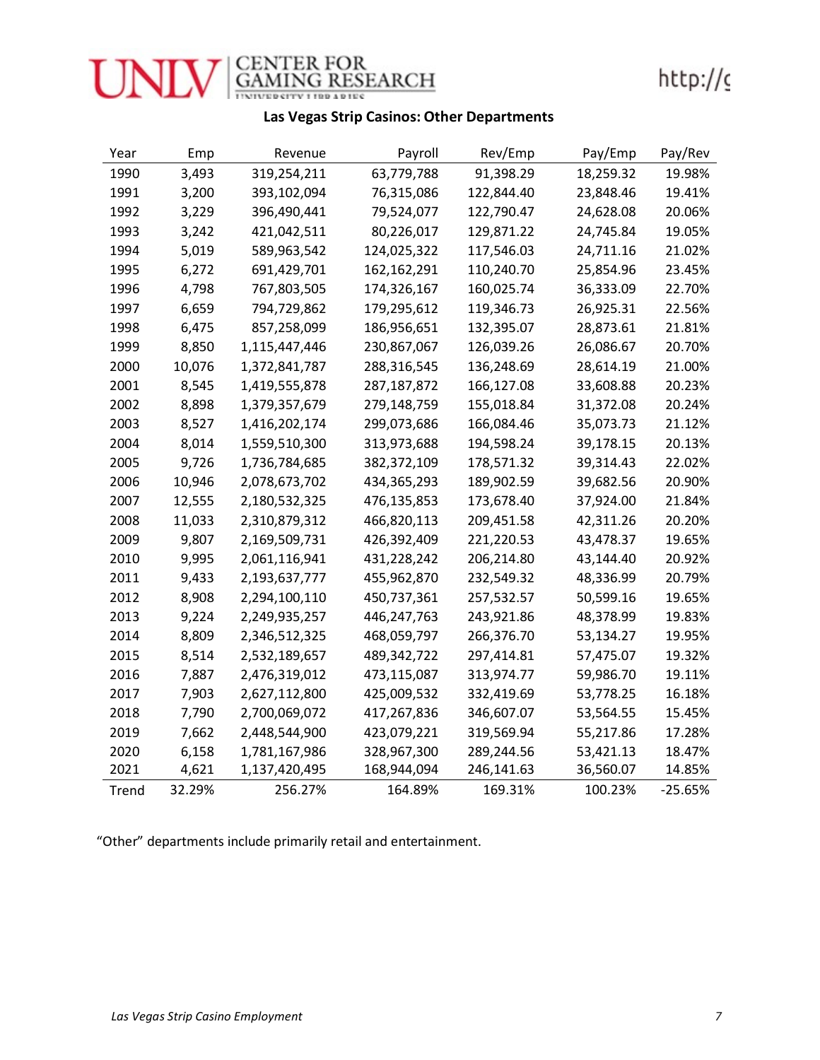## Las Vegas Strip Casinos: Other Departments

| Year | Emp | Revenue | Payroll | Rev/Emp | Pay/Emp | Pay/Rev |
|---|---|---|---|---|---|---|
| 1990 | 3,493 | 319,254,211 | 63,779,788 | 91,398.29 | 18,259.32 | 19.98% |
| 1991 | 3,200 | 393,102,094 | 76,315,086 | 122,844.40 | 23,848.46 | 19.41% |
| 1992 | 3,229 | 396,490,441 | 79,524,077 | 122,790.47 | 24,628.08 | 20.06% |
| 1993 | 3,242 | 421,042,511 | 80,226,017 | 129,871.22 | 24,745.84 | 19.05% |
| 1994 | 5,019 | 589,963,542 | 124,025,322 | 117,546.03 | 24,711.16 | 21.02% |
| 1995 | 6,272 | 691,429,701 | 162,162,291 | 110,240.70 | 25,854.96 | 23.45% |
| 1996 | 4,798 | 767,803,505 | 174,326,167 | 160,025.74 | 36,333.09 | 22.70% |
| 1997 | 6,659 | 794,729,862 | 179,295,612 | 119,346.73 | 26,925.31 | 22.56% |
| 1998 | 6,475 | 857,258,099 | 186,956,651 | 132,395.07 | 28,873.61 | 21.81% |
| 1999 | 8,850 | 1,115,447,446 | 230,867,067 | 126,039.26 | 26,086.67 | 20.70% |
| 2000 | 10,076 | 1,372,841,787 | 288,316,545 | 136,248.69 | 28,614.19 | 21.00% |
| 2001 | 8,545 | 1,419,555,878 | 287,187,872 | 166,127.08 | 33,608.88 | 20.23% |
| 2002 | 8,898 | 1,379,357,679 | 279,148,759 | 155,018.84 | 31,372.08 | 20.24% |
| 2003 | 8,527 | 1,416,202,174 | 299,073,686 | 166,084.46 | 35,073.73 | 21.12% |
| 2004 | 8,014 | 1,559,510,300 | 313,973,688 | 194,598.24 | 39,178.15 | 20.13% |
| 2005 | 9,726 | 1,736,784,685 | 382,372,109 | 178,571.32 | 39,314.43 | 22.02% |
| 2006 | 10,946 | 2,078,673,702 | 434,365,293 | 189,902.59 | 39,682.56 | 20.90% |
| 2007 | 12,555 | 2,180,532,325 | 476,135,853 | 173,678.40 | 37,924.00 | 21.84% |
| 2008 | 11,033 | 2,310,879,312 | 466,820,113 | 209,451.58 | 42,311.26 | 20.20% |
| 2009 | 9,807 | 2,169,509,731 | 426,392,409 | 221,220.53 | 43,478.37 | 19.65% |
| 2010 | 9,995 | 2,061,116,941 | 431,228,242 | 206,214.80 | 43,144.40 | 20.92% |
| 2011 | 9,433 | 2,193,637,777 | 455,962,870 | 232,549.32 | 48,336.99 | 20.79% |
| 2012 | 8,908 | 2,294,100,110 | 450,737,361 | 257,532.57 | 50,599.16 | 19.65% |
| 2013 | 9,224 | 2,249,935,257 | 446,247,763 | 243,921.86 | 48,378.99 | 19.83% |
| 2014 | 8,809 | 2,346,512,325 | 468,059,797 | 266,376.70 | 53,134.27 | 19.95% |
| 2015 | 8,514 | 2,532,189,657 | 489,342,722 | 297,414.81 | 57,475.07 | 19.32% |
| 2016 | 7,887 | 2,476,319,012 | 473,115,087 | 313,974.77 | 59,986.70 | 19.11% |
| 2017 | 7,903 | 2,627,112,800 | 425,009,532 | 332,419.69 | 53,778.25 | 16.18% |
| 2018 | 7,790 | 2,700,069,072 | 417,267,836 | 346,607.07 | 53,564.55 | 15.45% |
| 2019 | 7,662 | 2,448,544,900 | 423,079,221 | 319,569.94 | 55,217.86 | 17.28% |
| 2020 | 6,158 | 1,781,167,986 | 328,967,300 | 289,244.56 | 53,421.13 | 18.47% |
| 2021 | 4,621 | 1,137,420,495 | 168,944,094 | 246,141.63 | 36,560.07 | 14.85% |
| Trend | 32.29% | 256.27% | 164.89% | 169.31% | 100.23% | -25.65% |

"Other" departments include primarily retail and entertainment.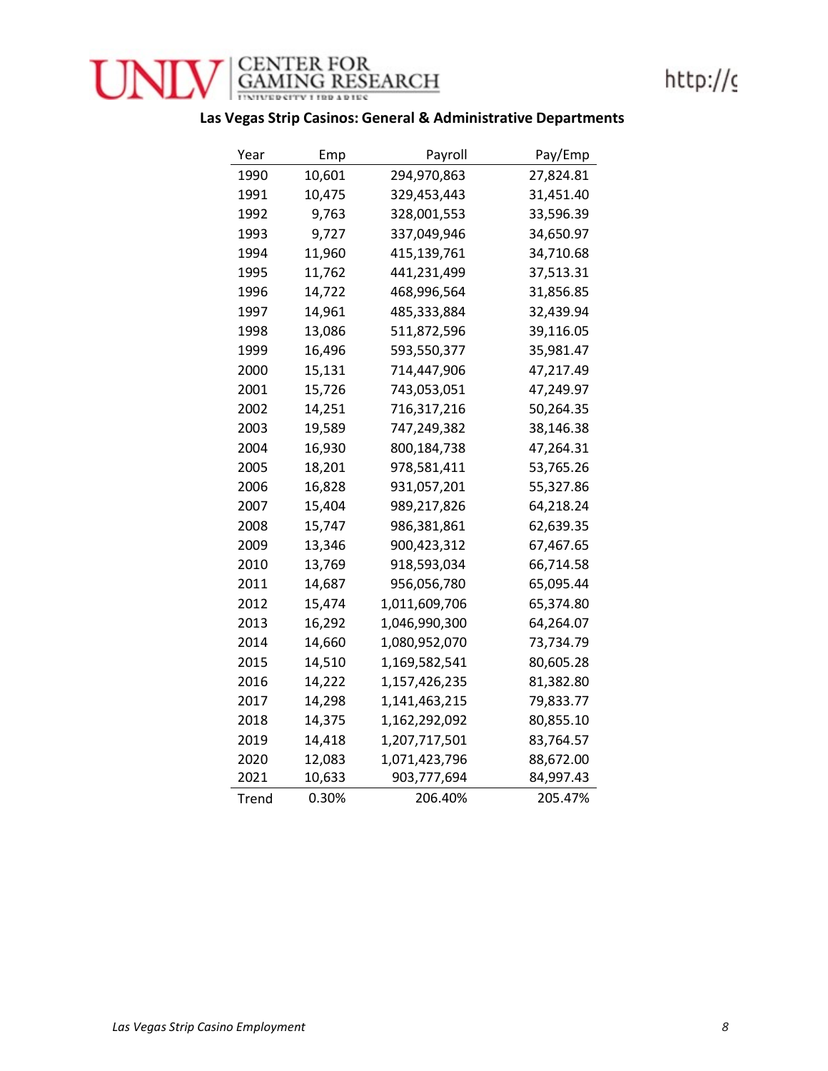## Las Vegas Strip Casinos: General & Administrative Departments

| Year | Emp | Payroll | Pay/Emp |
|---|---|---|---|
| 1990 | 10,601 | 294,970,863 | 27,824.81 |
| 1991 | 10,475 | 329,453,443 | 31,451.40 |
| 1992 | 9,763 | 328,001,553 | 33,596.39 |
| 1993 | 9,727 | 337,049,946 | 34,650.97 |
| 1994 | 11,960 | 415,139,761 | 34,710.68 |
| 1995 | 11,762 | 441,231,499 | 37,513.31 |
| 1996 | 14,722 | 468,996,564 | 31,856.85 |
| 1997 | 14,961 | 485,333,884 | 32,439.94 |
| 1998 | 13,086 | 511,872,596 | 39,116.05 |
| 1999 | 16,496 | 593,550,377 | 35,981.47 |
| 2000 | 15,131 | 714,447,906 | 47,217.49 |
| 2001 | 15,726 | 743,053,051 | 47,249.97 |
| 2002 | 14,251 | 716,317,216 | 50,264.35 |
| 2003 | 19,589 | 747,249,382 | 38,146.38 |
| 2004 | 16,930 | 800,184,738 | 47,264.31 |
| 2005 | 18,201 | 978,581,411 | 53,765.26 |
| 2006 | 16,828 | 931,057,201 | 55,327.86 |
| 2007 | 15,404 | 989,217,826 | 64,218.24 |
| 2008 | 15,747 | 986,381,861 | 62,639.35 |
| 2009 | 13,346 | 900,423,312 | 67,467.65 |
| 2010 | 13,769 | 918,593,034 | 66,714.58 |
| 2011 | 14,687 | 956,056,780 | 65,095.44 |
| 2012 | 15,474 | 1,011,609,706 | 65,374.80 |
| 2013 | 16,292 | 1,046,990,300 | 64,264.07 |
| 2014 | 14,660 | 1,080,952,070 | 73,734.79 |
| 2015 | 14,510 | 1,169,582,541 | 80,605.28 |
| 2016 | 14,222 | 1,157,426,235 | 81,382.80 |
| 2017 | 14,298 | 1,141,463,215 | 79,833.77 |
| 2018 | 14,375 | 1,162,292,092 | 80,855.10 |
| 2019 | 14,418 | 1,207,717,501 | 83,764.57 |
| 2020 | 12,083 | 1,071,423,796 | 88,672.00 |
| 2021 | 10,633 | 903,777,694 | 84,997.43 |
| Trend | 0.30% | 206.40% | 205.47% |